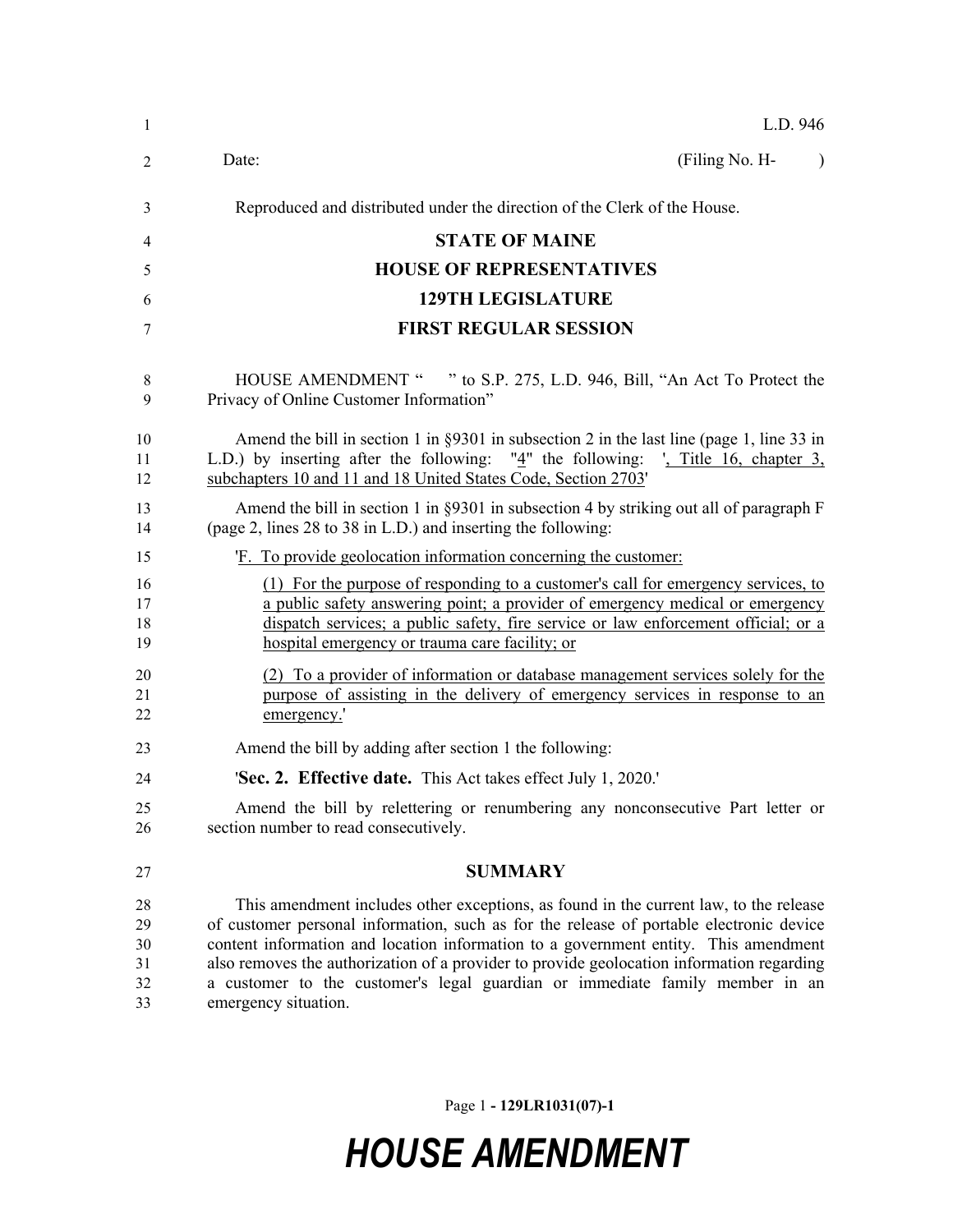L.D. 946

Date: (Filing No. H- )

Reproduced and distributed under the direction of the Clerk of the House.

# STATE OF MAINE

## HOUSE OF REPRESENTATIVES

## 129TH LEGISLATURE

## FIRST REGULAR SESSION

HOUSE AMENDMENT " " to S.P. 275, L.D. 946, Bill, "An Act To Protect the Privacy of Online Customer Information"

Amend the bill in section 1 in §9301 in subsection 2 in the last line (page 1, line 33 in L.D.) by inserting after the following: "4" the following: ', Title 16, chapter 3, subchapters 10 and 11 and 18 United States Code, Section 2703'

Amend the bill in section 1 in §9301 in subsection 4 by striking out all of paragraph F (page 2, lines 28 to 38 in L.D.) and inserting the following:

'F. To provide geolocation information concerning the customer:

(1) For the purpose of responding to a customer's call for emergency services, to a public safety answering point; a provider of emergency medical or emergency dispatch services; a public safety, fire service or law enforcement official; or a hospital emergency or trauma care facility; or

(2) To a provider of information or database management services solely for the purpose of assisting in the delivery of emergency services in response to an emergency.'

Amend the bill by adding after section 1 the following:

'**Sec. 2. Effective date.** This Act takes effect July 1, 2020.'

Amend the bill by relettering or renumbering any nonconsecutive Part letter or section number to read consecutively.

## SUMMARY

This amendment includes other exceptions, as found in the current law, to the release of customer personal information, such as for the release of portable electronic device content information and location information to a government entity. This amendment also removes the authorization of a provider to provide geolocation information regarding a customer to the customer's legal guardian or immediate family member in an emergency situation.

# HOUSE AMENDMENT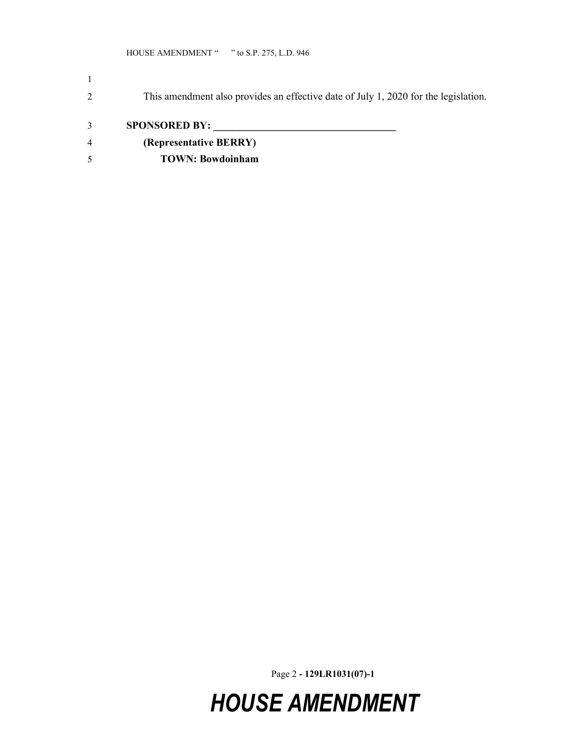This amendment also provides an effective date of July 1, 2020 for the legislation.

**SPONSORED BY: ____________________________________**

**(Representative BERRY)**

**TOWN: Bowdoinham**